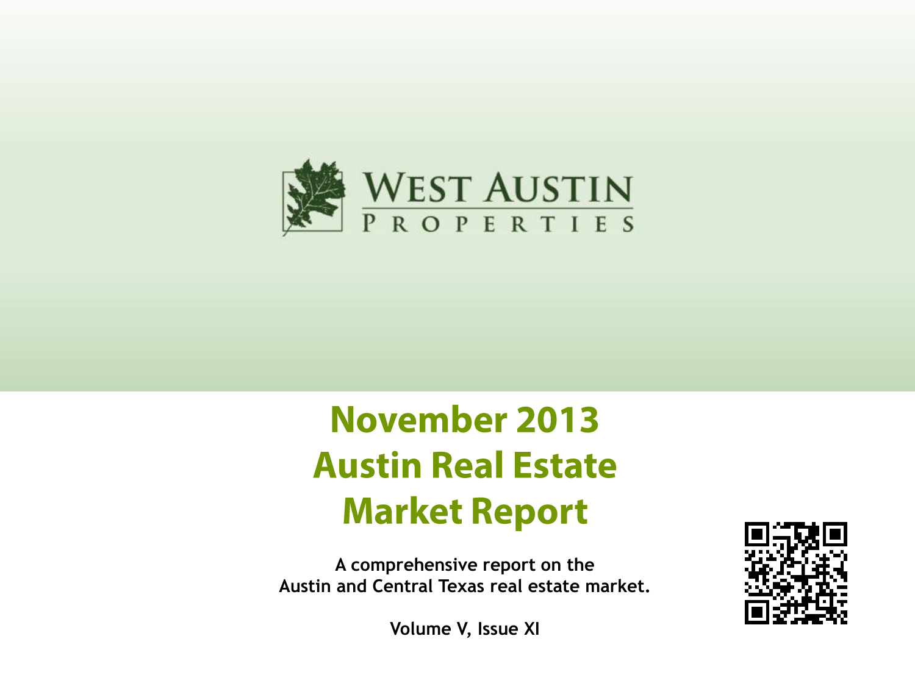WEST AUSTIN
PROPERTIES

# November 2013 Austin Real Estate Market Report

**A comprehensive report on the Austin and Central Texas real estate market.**

**Volume V, Issue XI**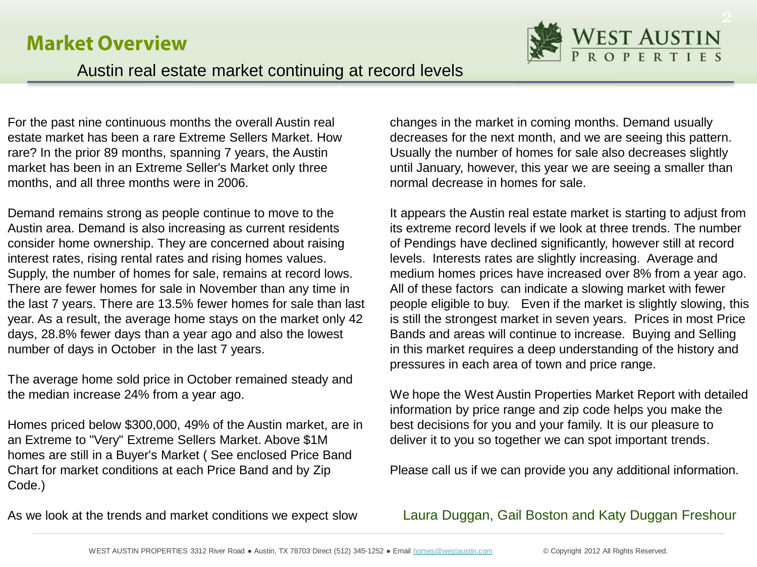# Market Overview

## Austin real estate market continuing at record levels

For the past nine continuous months the overall Austin real estate market has been a rare Extreme Sellers Market. How rare? In the prior 89 months, spanning 7 years, the Austin market has been in an Extreme Seller's Market only three months, and all three months were in 2006.

Demand remains strong as people continue to move to the Austin area. Demand is also increasing as current residents consider home ownership. They are concerned about raising interest rates, rising rental rates and rising homes values. Supply, the number of homes for sale, remains at record lows. There are fewer homes for sale in November than any time in the last 7 years. There are 13.5% fewer homes for sale than last year. As a result, the average home stays on the market only 42 days, 28.8% fewer days than a year ago and also the lowest number of days in October in the last 7 years.

The average home sold price in October remained steady and the median increase 24% from a year ago.

Homes priced below $300,000, 49% of the Austin market, are in an Extreme to "Very" Extreme Sellers Market. Above $1M homes are still in a Buyer's Market ( See enclosed Price Band Chart for market conditions at each Price Band and by Zip Code.)

As we look at the trends and market conditions we expect slow changes in the market in coming months. Demand usually decreases for the next month, and we are seeing this pattern. Usually the number of homes for sale also decreases slightly until January, however, this year we are seeing a smaller than normal decrease in homes for sale.

It appears the Austin real estate market is starting to adjust from its extreme record levels if we look at three trends. The number of Pendings have declined significantly, however still at record levels. Interests rates are slightly increasing. Average and medium homes prices have increased over 8% from a year ago. All of these factors can indicate a slowing market with fewer people eligible to buy. Even if the market is slightly slowing, this is still the strongest market in seven years. Prices in most Price Bands and areas will continue to increase. Buying and Selling in this market requires a deep understanding of the history and pressures in each area of town and price range.

We hope the West Austin Properties Market Report with detailed information by price range and zip code helps you make the best decisions for you and your family. It is our pleasure to deliver it to you so together we can spot important trends.

Please call us if we can provide you any additional information.

Laura Duggan, Gail Boston and Katy Duggan Freshour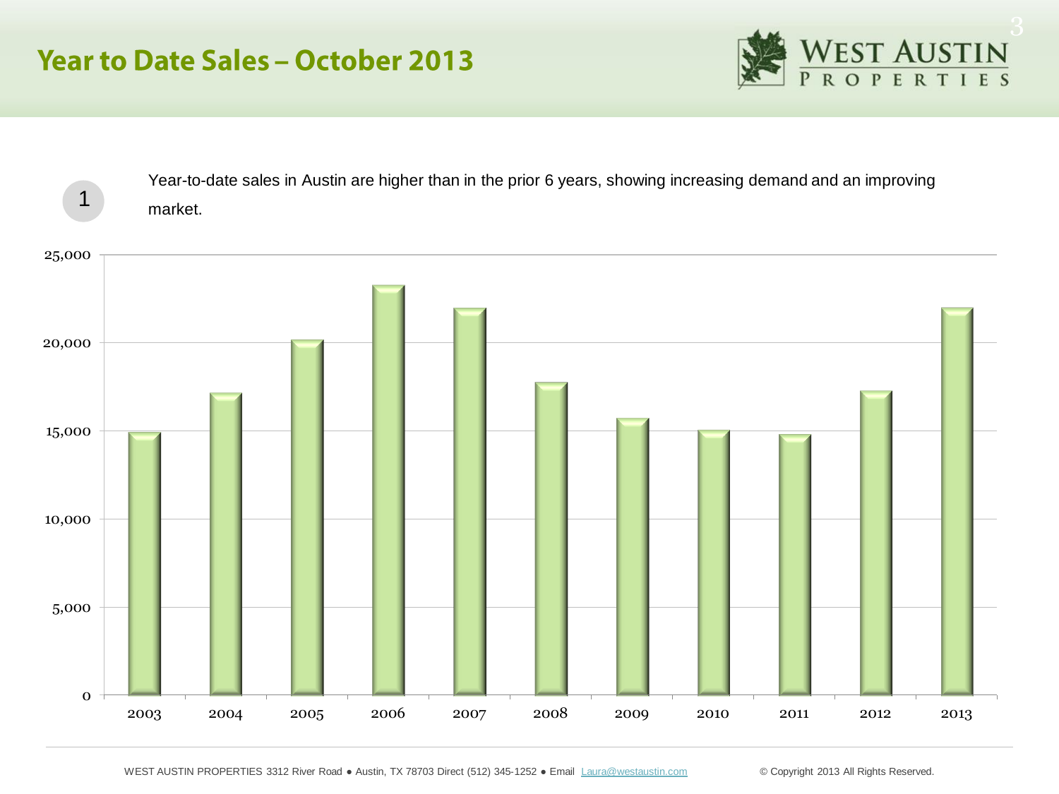# Year to Date Sales – October 2013

1. Year-to-date sales in Austin are higher than in the prior 6 years, showing increasing demand and an improving market.

25,000
20,000
15,000
10,000
5,000
0

2003 2004 2005 2006 2007 2008 2009 2010 2011 2012 2013

WEST AUSTIN PROPERTIES 3312 River Road ● Austin, TX 78703 Direct (512) 345-1252 ● Email Laura@westaustin.com © Copyright 2013 All Rights Reserved.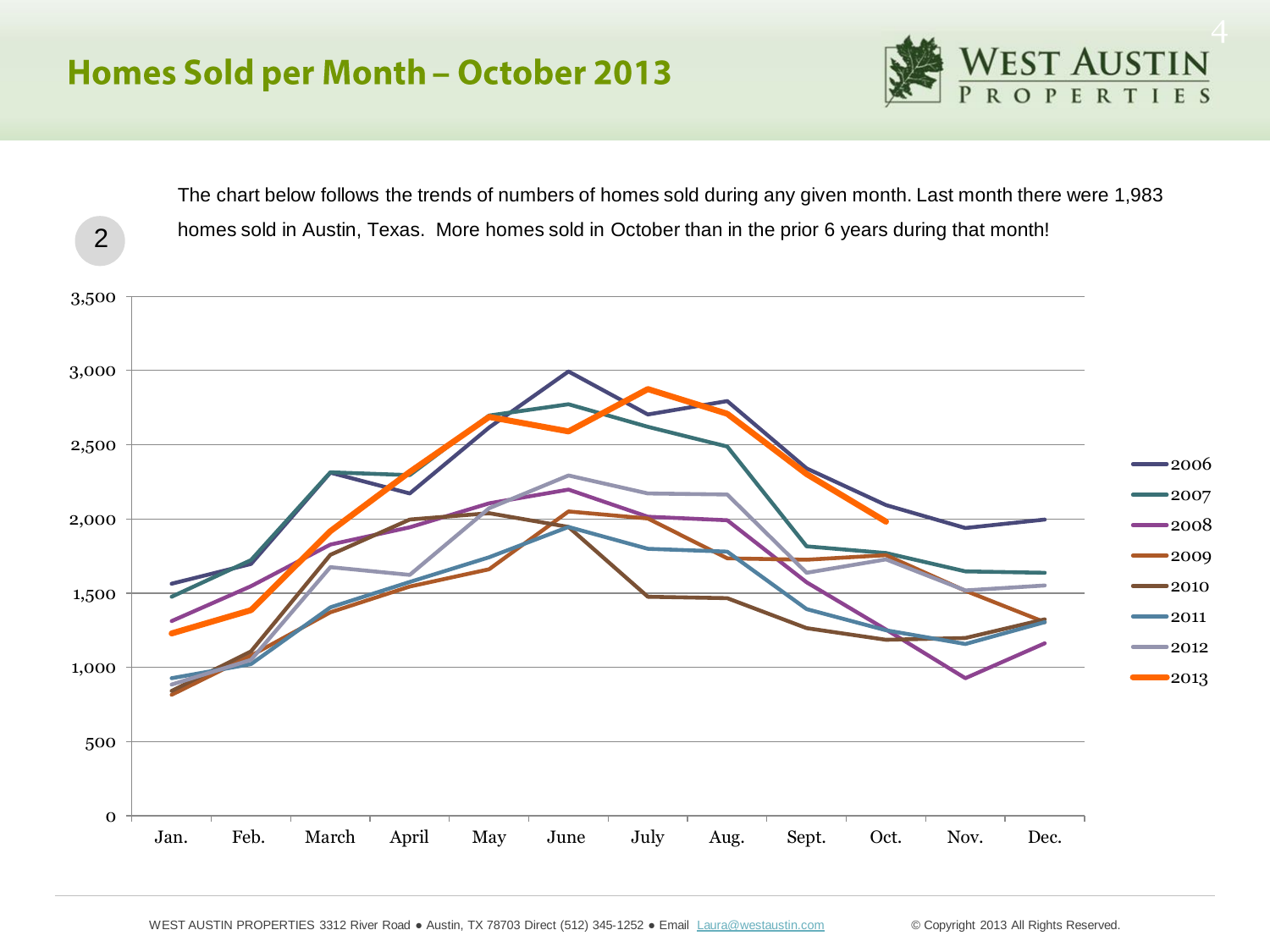# Homes Sold per Month – October 2013

2

The chart below follows the trends of numbers of homes sold during any given month. Last month there were 1,983 homes sold in Austin, Texas. More homes sold in October than in the prior 6 years during that month!

WEST AUSTIN PROPERTIES 3312 River Road ● Austin, TX 78703 Direct (512) 345-1252 ● Email Laura@westaustin.com

© Copyright 2013 All Rights Reserved.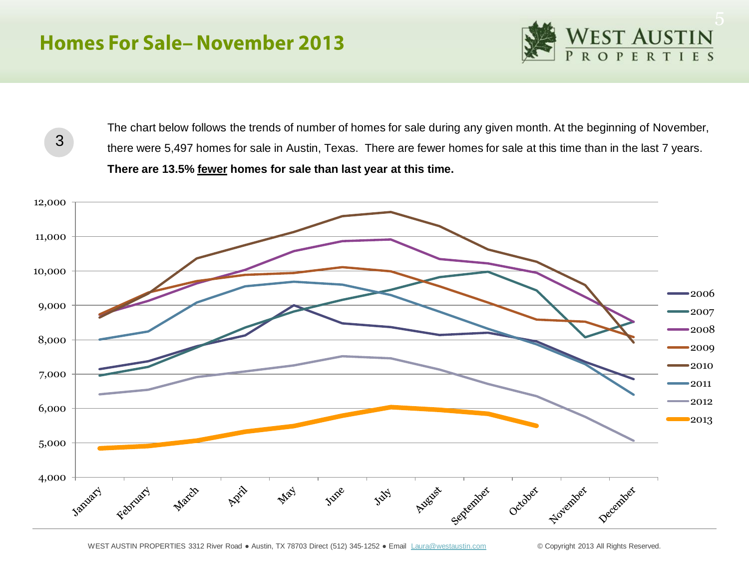# Homes For Sale– November 2013

3

The chart below follows the trends of number of homes for sale during any given month. At the beginning of November, there were 5,497 homes for sale in Austin, Texas. There are fewer homes for sale at this time than in the last 7 years. **There are 13.5% fewer homes for sale than last year at this time.**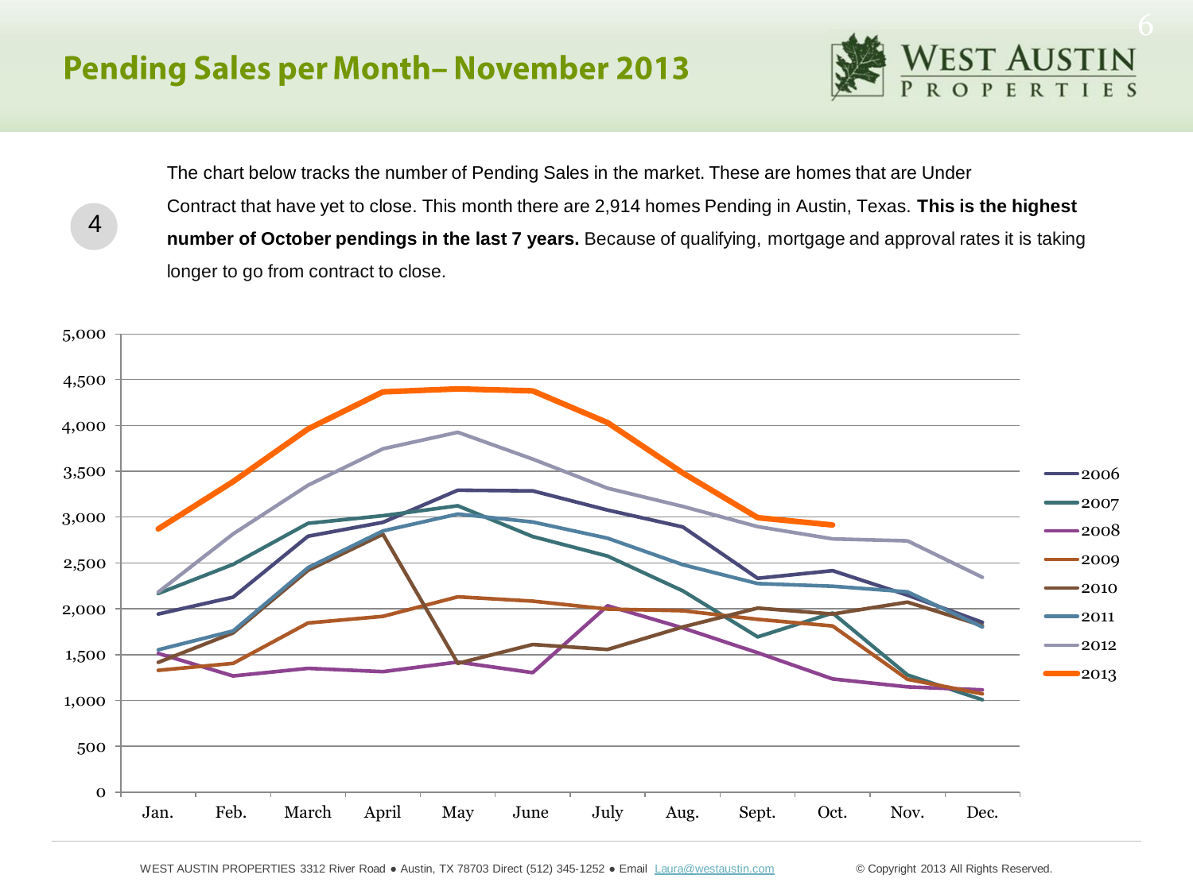# Pending Sales per Month– November 2013

4

The chart below tracks the number of Pending Sales in the market. These are homes that are Under Contract that have yet to close. This month there are 2,914 homes Pending in Austin, Texas. **This is the highest number of October pendings in the last 7 years.** Because of qualifying, mortgage and approval rates it is taking longer to go from contract to close.

5,000
4,500
4,000
3,500
3,000
2,500
2,000
1,500
1,000
500
0

Jan. Feb. March April May June July Aug. Sept. Oct. Nov. Dec.

2006
2007
2008
2009
2010
2011
2012
2013

WEST AUSTIN PROPERTIES 3312 River Road ● Austin, TX 78703 Direct (512) 345-1252 ● Email Laura@westaustin.com © Copyright 2013 All Rights Reserved.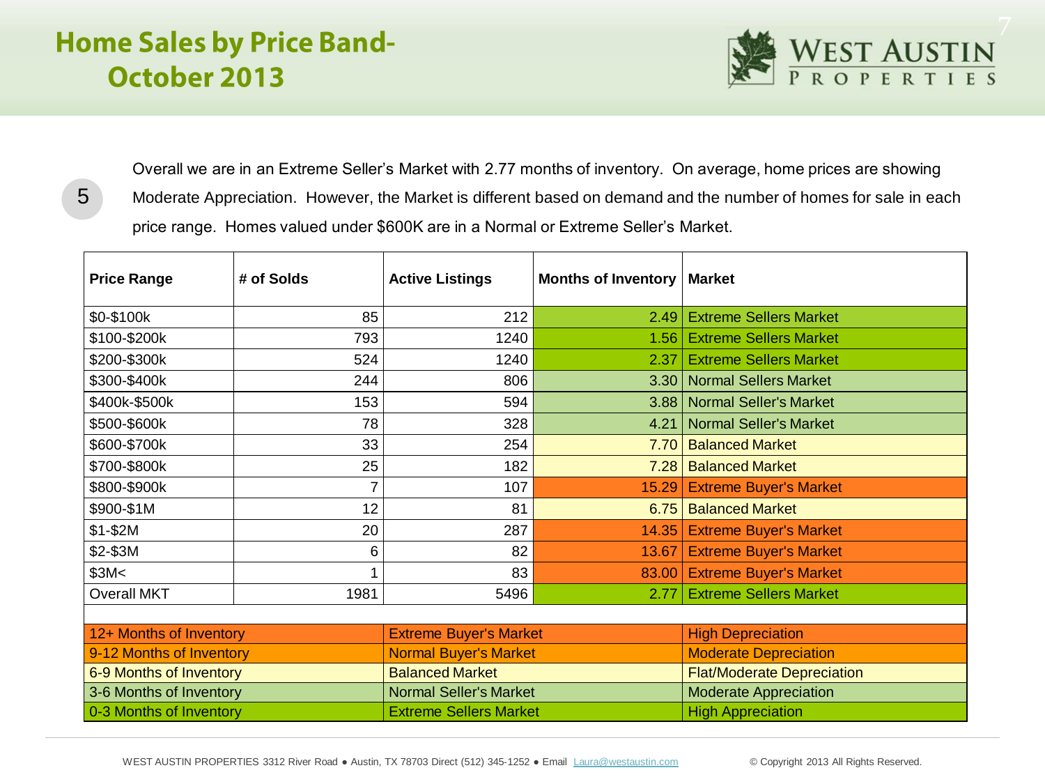# Home Sales by Price Band- October 2013

5

Overall we are in an Extreme Seller's Market with 2.77 months of inventory. On average, home prices are showing Moderate Appreciation. However, the Market is different based on demand and the number of homes for sale in each price range. Homes valued under $600K are in a Normal or Extreme Seller's Market.

| Price Range | # of Solds | Active Listings | Months of Inventory | Market |
|---|---|---|---|---|
| $0-$100k | 85 | 212 | 2.49 | Extreme Sellers Market |
| $100-$200k | 793 | 1240 | 1.56 | Extreme Sellers Market |
| $200-$300k | 524 | 1240 | 2.37 | Extreme Sellers Market |
| $300-$400k | 244 | 806 | 3.30 | Normal Sellers Market |
| $400k-$500k | 153 | 594 | 3.88 | Normal Seller's Market |
| $500-$600k | 78 | 328 | 4.21 | Normal Seller's Market |
| $600-$700k | 33 | 254 | 7.70 | Balanced Market |
| $700-$800k | 25 | 182 | 7.28 | Balanced Market |
| $800-$900k | 7 | 107 | 15.29 | Extreme Buyer's Market |
| $900-$1M | 12 | 81 | 6.75 | Balanced Market |
| $1-$2M | 20 | 287 | 14.35 | Extreme Buyer's Market |
| $2-$3M | 6 | 82 | 13.67 | Extreme Buyer's Market |
| $3M< | 1 | 83 | 83.00 | Extreme Buyer's Market |
| Overall MKT | 1981 | 5496 | 2.77 | Extreme Sellers Market |

| Months of Inventory | Market | Appreciation |
|---|---|---|
| 12+ Months of Inventory | Extreme Buyer's Market | High Depreciation |
| 9-12 Months of Inventory | Normal Buyer's Market | Moderate Depreciation |
| 6-9 Months of Inventory | Balanced Market | Flat/Moderate Depreciation |
| 3-6 Months of Inventory | Normal Seller's Market | Moderate Appreciation |
| 0-3 Months of Inventory | Extreme Sellers Market | High Appreciation |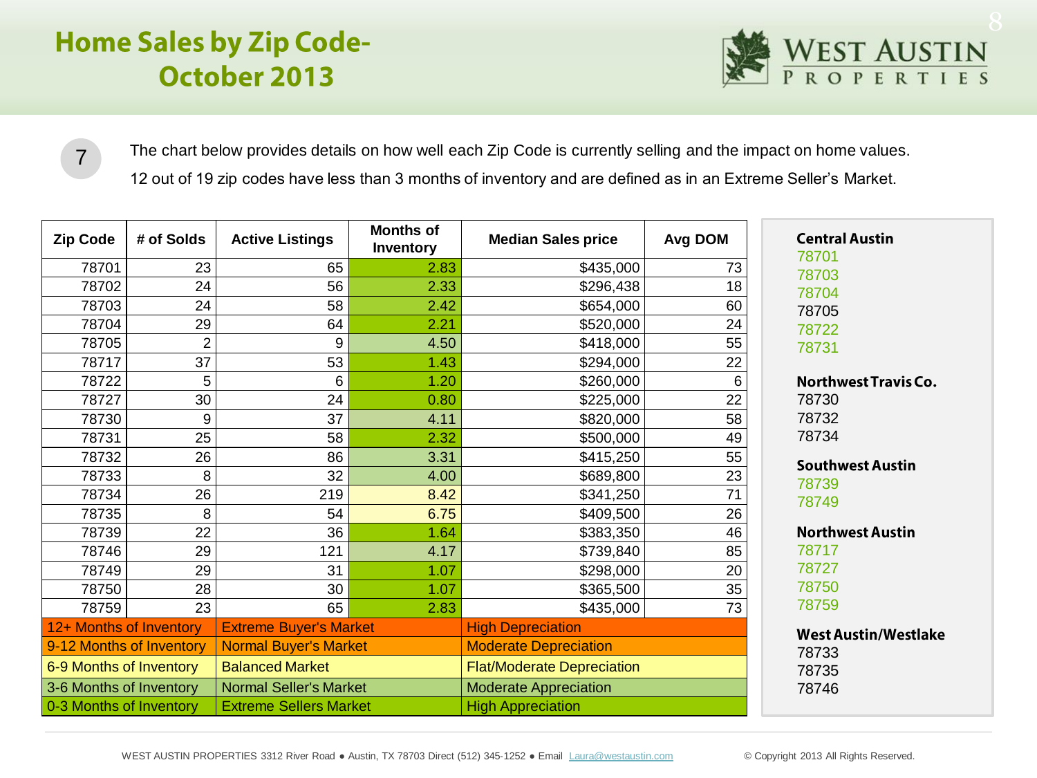# Home Sales by Zip Code- October 2013

7

The chart below provides details on how well each Zip Code is currently selling and the impact on home values.

12 out of 19 zip codes have less than 3 months of inventory and are defined as in an Extreme Seller's Market.

| Zip Code | # of Solds | Active Listings | Months of Inventory | Median Sales price | Avg DOM |
|---|---|---|---|---|---|
| 78701 | 23 | 65 | 2.83 | $435,000 | 73 |
| 78702 | 24 | 56 | 2.33 | $296,438 | 18 |
| 78703 | 24 | 58 | 2.42 | $654,000 | 60 |
| 78704 | 29 | 64 | 2.21 | $520,000 | 24 |
| 78705 | 2 | 9 | 4.50 | $418,000 | 55 |
| 78717 | 37 | 53 | 1.43 | $294,000 | 22 |
| 78722 | 5 | 6 | 1.20 | $260,000 | 6 |
| 78727 | 30 | 24 | 0.80 | $225,000 | 22 |
| 78730 | 9 | 37 | 4.11 | $820,000 | 58 |
| 78731 | 25 | 58 | 2.32 | $500,000 | 49 |
| 78732 | 26 | 86 | 3.31 | $415,250 | 55 |
| 78733 | 8 | 32 | 4.00 | $689,800 | 23 |
| 78734 | 26 | 219 | 8.42 | $341,250 | 71 |
| 78735 | 8 | 54 | 6.75 | $409,500 | 26 |
| 78739 | 22 | 36 | 1.64 | $383,350 | 46 |
| 78746 | 29 | 121 | 4.17 | $739,840 | 85 |
| 78749 | 29 | 31 | 1.07 | $298,000 | 20 |
| 78750 | 28 | 30 | 1.07 | $365,500 | 35 |
| 78759 | 23 | 65 | 2.83 | $435,000 | 73 |

| Months of Inventory | Market | Impact |
|---|---|---|
| 12+ Months of Inventory | Extreme Buyer's Market | High Depreciation |
| 9-12 Months of Inventory | Normal Buyer's Market | Moderate Depreciation |
| 6-9 Months of Inventory | Balanced Market | Flat/Moderate Depreciation |
| 3-6 Months of Inventory | Normal Seller's Market | Moderate Appreciation |
| 0-3 Months of Inventory | Extreme Sellers Market | High Appreciation |

**Central Austin**
78701
78703
78704
78705
78722
78731

**Northwest Travis Co.**
78730
78732
78734

**Southwest Austin**
78739
78749

**Northwest Austin**
78717
78727
78750
78759

**West Austin/Westlake**
78733
78735
78746

WEST AUSTIN PROPERTIES 3312 River Road ● Austin, TX 78703 Direct (512) 345-1252 ● Email Laura@westaustin.com © Copyright 2013 All Rights Reserved.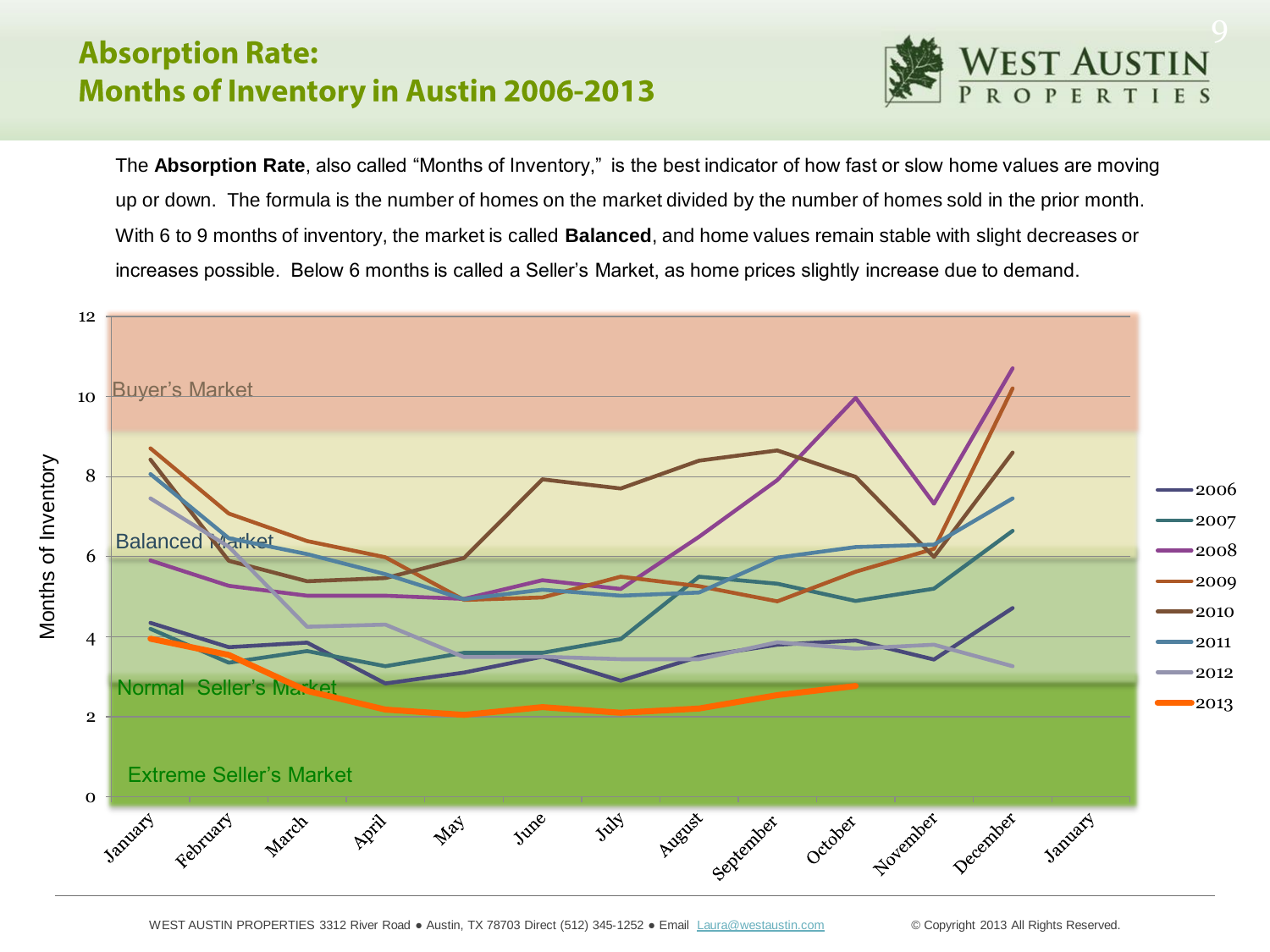# Absorption Rate: Months of Inventory in Austin 2006-2013

The **Absorption Rate**, also called "Months of Inventory," is the best indicator of how fast or slow home values are moving up or down. The formula is the number of homes on the market divided by the number of homes sold in the prior month. With 6 to 9 months of inventory, the market is called **Balanced**, and home values remain stable with slight decreases or increases possible. Below 6 months is called a Seller's Market, as home prices slightly increase due to demand.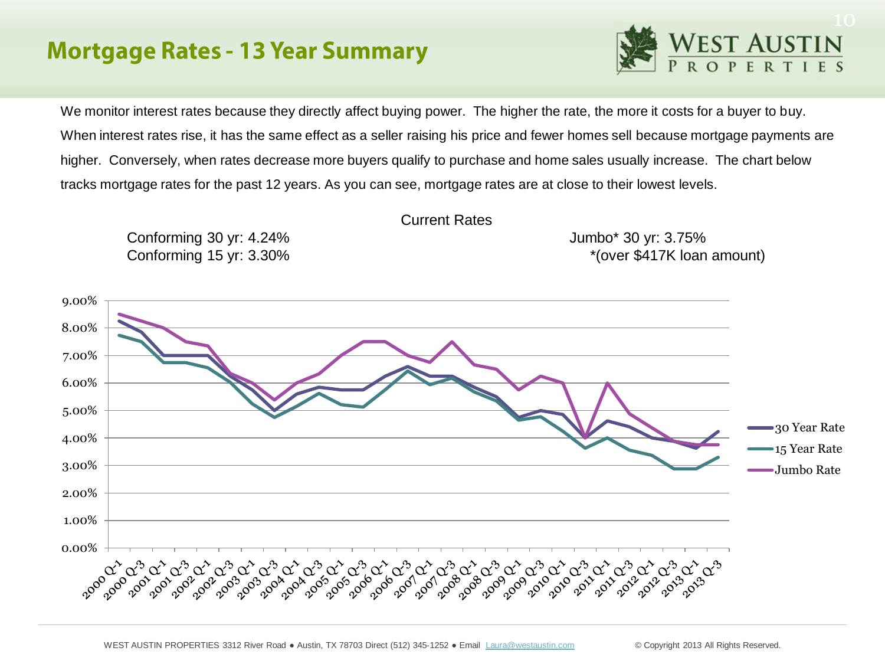# Mortgage Rates - 13 Year Summary

We monitor interest rates because they directly affect buying power. The higher the rate, the more it costs for a buyer to buy. When interest rates rise, it has the same effect as a seller raising his price and fewer homes sell because mortgage payments are higher. Conversely, when rates decrease more buyers qualify to purchase and home sales usually increase. The chart below tracks mortgage rates for the past 12 years. As you can see, mortgage rates are at close to their lowest levels.

Current Rates

Conforming 30 yr: 4.24%
Conforming 15 yr: 3.30%

Jumbo* 30 yr: 3.75%
*(over $417K loan amount)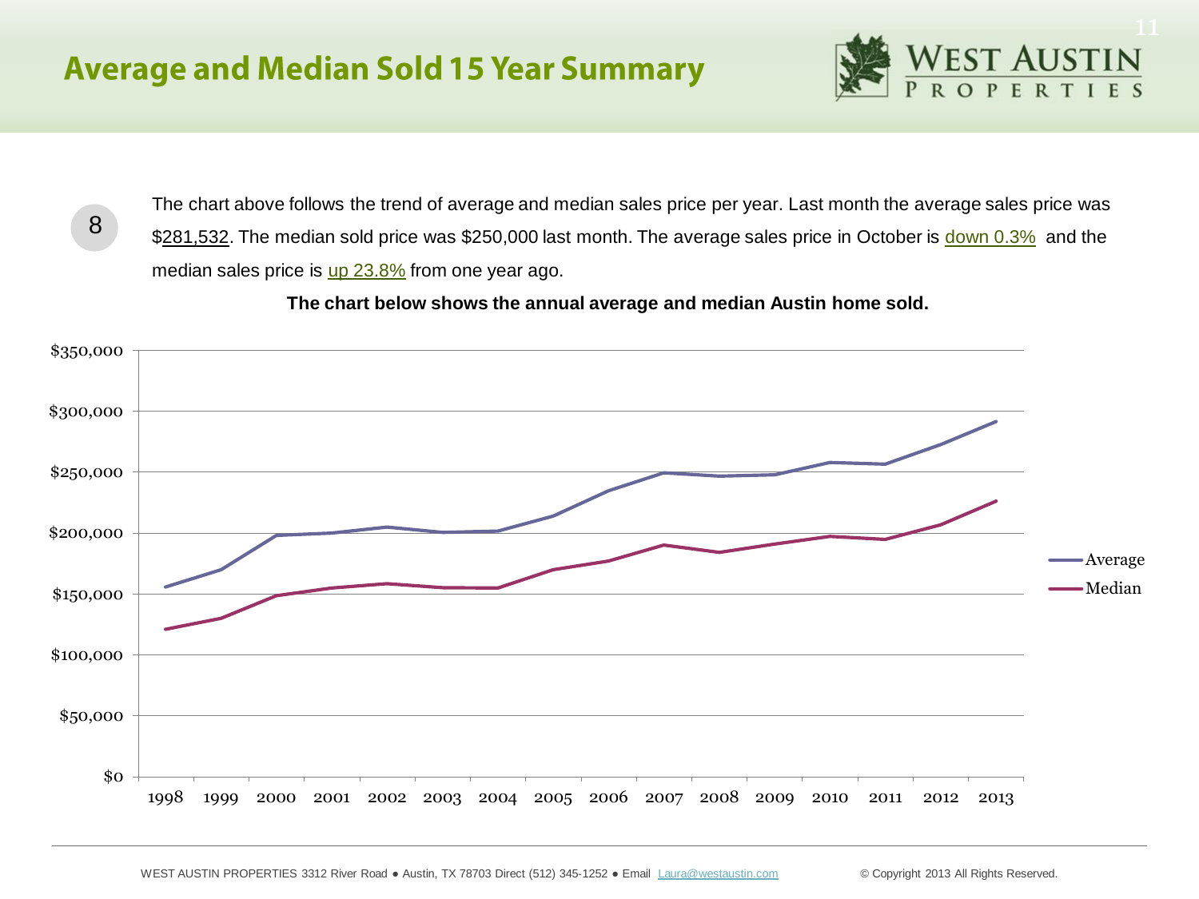# Average and Median Sold 15 Year Summary

8

The chart above follows the trend of average and median sales price per year. Last month the average sales price was $281,532. The median sold price was $250,000 last month. The average sales price in October is down 0.3% and the median sales price is up 23.8% from one year ago.

**The chart below shows the annual average and median Austin home sold.**

WEST AUSTIN PROPERTIES 3312 River Road ● Austin, TX 78703 Direct (512) 345-1252 ● Email Laura@westaustin.com © Copyright 2013 All Rights Reserved.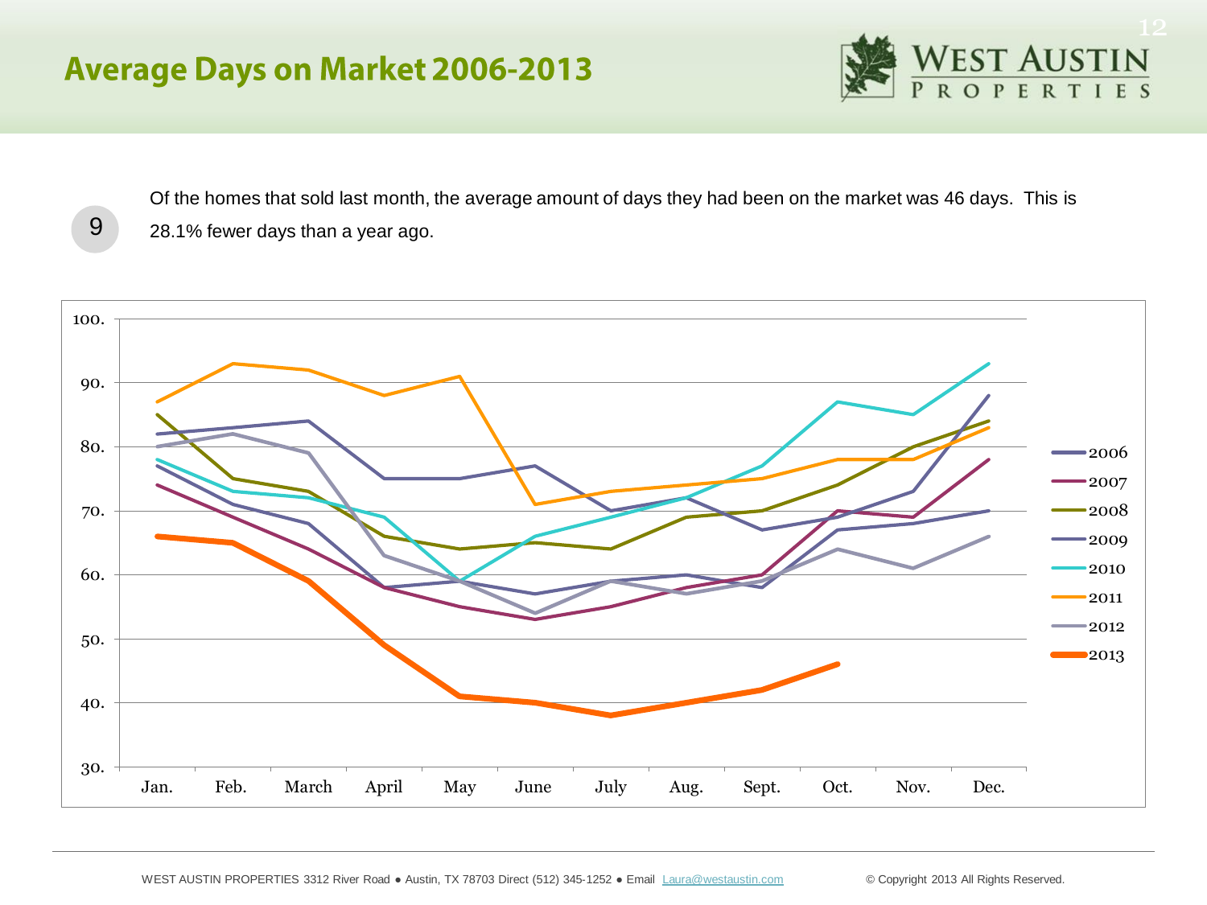# Average Days on Market 2006-2013

9

Of the homes that sold last month, the average amount of days they had been on the market was 46 days. This is 28.1% fewer days than a year ago.

WEST AUSTIN PROPERTIES 3312 River Road ● Austin, TX 78703 Direct (512) 345-1252 ● Email Laura@westaustin.com

© Copyright 2013 All Rights Reserved.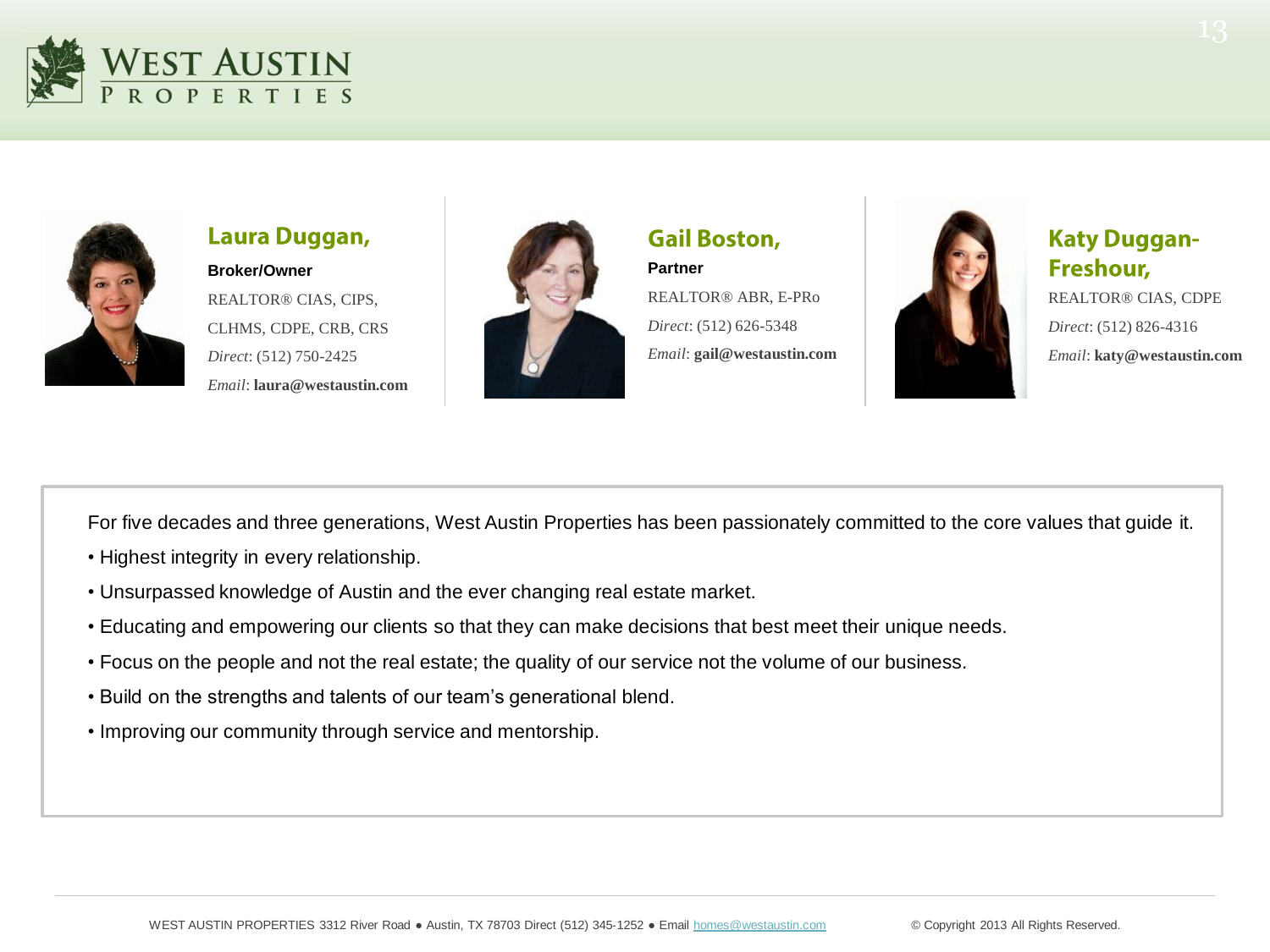WEST AUSTIN PROPERTIES

### Laura Duggan,

**Broker/Owner**

REALTOR® CIAS, CIPS, CLHMS, CDPE, CRB, CRS

*Direct*: (512) 750-2425

*Email*: **laura@westaustin.com**

### Gail Boston,

**Partner**

REALTOR® ABR, E-PRo

*Direct*: (512) 626-5348

*Email*: **gail@westaustin.com**

### Katy Duggan-Freshour,

REALTOR® CIAS, CDPE

*Direct*: (512) 826-4316

*Email*: **katy@westaustin.com**

For five decades and three generations, West Austin Properties has been passionately committed to the core values that guide it.

- Highest integrity in every relationship.
- Unsurpassed knowledge of Austin and the ever changing real estate market.
- Educating and empowering our clients so that they can make decisions that best meet their unique needs.
- Focus on the people and not the real estate; the quality of our service not the volume of our business.
- Build on the strengths and talents of our team's generational blend.
- Improving our community through service and mentorship.

WEST AUSTIN PROPERTIES 3312 River Road ● Austin, TX 78703 Direct (512) 345-1252 ● Email homes@westaustin.com © Copyright 2013 All Rights Reserved.